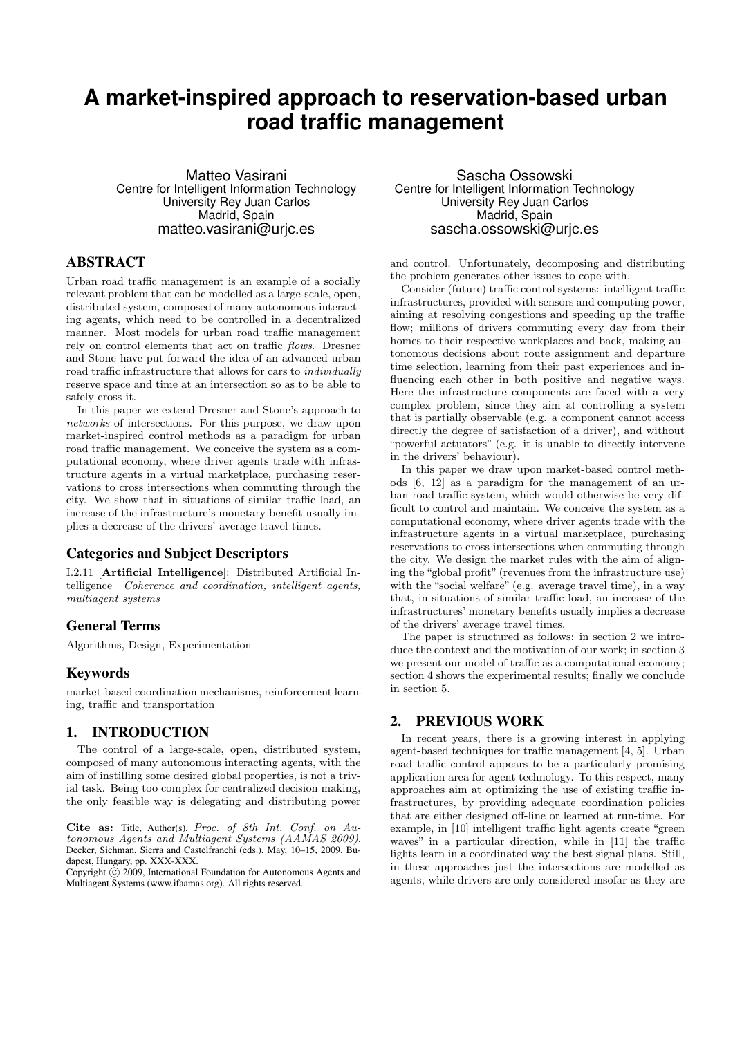#  A market-inspired approach to reservation-based urban road traffic management

Matteo Vasirani
Centre for Intelligent Information Technology
University Rey Juan Carlos
Madrid, Spain
matteo.vasirani@urjc.es

Sascha Ossowski
Centre for Intelligent Information Technology
University Rey Juan Carlos
Madrid, Spain
sascha.ossowski@urjc.es

## ABSTRACT

Urban road traffic management is an example of a socially relevant problem that can be modelled as a large-scale, open, distributed system, composed of many autonomous interacting agents, which need to be controlled in a decentralized manner. Most models for urban road traffic management rely on control elements that act on traffic *flows*. Dresner and Stone have put forward the idea of an advanced urban road traffic infrastructure that allows for cars to *individually* reserve space and time at an intersection so as to be able to safely cross it.

In this paper we extend Dresner and Stone's approach to *networks* of intersections. For this purpose, we draw upon market-inspired control methods as a paradigm for urban road traffic management. We conceive the system as a computational economy, where driver agents trade with infrastructure agents in a virtual marketplace, purchasing reservations to cross intersections when commuting through the city. We show that in situations of similar traffic load, an increase of the infrastructure's monetary benefit usually implies a decrease of the drivers' average travel times.

### Categories and Subject Descriptors

I.2.11 [**Artificial Intelligence**]: Distributed Artificial Intelligence—*Coherence and coordination, intelligent agents, multiagent systems*

### General Terms

Algorithms, Design, Experimentation

### Keywords

market-based coordination mechanisms, reinforcement learning, traffic and transportation

## 1. INTRODUCTION

The control of a large-scale, open, distributed system, composed of many autonomous interacting agents, with the aim of instilling some desired global properties, is not a trivial task. Being too complex for centralized decision making, the only feasible way is delegating and distributing power and control. Unfortunately, decomposing and distributing the problem generates other issues to cope with.

Consider (future) traffic control systems: intelligent traffic infrastructures, provided with sensors and computing power, aiming at resolving congestions and speeding up the traffic flow; millions of drivers commuting every day from their homes to their respective workplaces and back, making autonomous decisions about route assignment and departure time selection, learning from their past experiences and influencing each other in both positive and negative ways. Here the infrastructure components are faced with a very complex problem, since they aim at controlling a system that is partially observable (e.g. a component cannot access directly the degree of satisfaction of a driver), and without "powerful actuators" (e.g. it is unable to directly intervene in the drivers' behaviour).

In this paper we draw upon market-based control methods [6, 12] as a paradigm for the management of an urban road traffic system, which would otherwise be very difficult to control and maintain. We conceive the system as a computational economy, where driver agents trade with the infrastructure agents in a virtual marketplace, purchasing reservations to cross intersections when commuting through the city. We design the market rules with the aim of aligning the "global profit" (revenues from the infrastructure use) with the "social welfare" (e.g. average travel time), in a way that, in situations of similar traffic load, an increase of the infrastructures' monetary benefits usually implies a decrease of the drivers' average travel times.

The paper is structured as follows: in section 2 we introduce the context and the motivation of our work; in section 3 we present our model of traffic as a computational economy; section 4 shows the experimental results; finally we conclude in section 5.

## 2. PREVIOUS WORK

In recent years, there is a growing interest in applying agent-based techniques for traffic management [4, 5]. Urban road traffic control appears to be a particularly promising application area for agent technology. To this respect, many approaches aim at optimizing the use of existing traffic infrastructures, by providing adequate coordination policies that are either designed off-line or learned at run-time. For example, in [10] intelligent traffic light agents create "green waves" in a particular direction, while in [11] the traffic lights learn in a coordinated way the best signal plans. Still, in these approaches just the intersections are modelled as agents, while drivers are only considered insofar as they are

**Cite as:** Title, Author(s), *Proc. of 8th Int. Conf. on Autonomous Agents and Multiagent Systems (AAMAS 2009)*, Decker, Sichman, Sierra and Castelfranchi (eds.), May, 10–15, 2009, Budapest, Hungary, pp. XXX-XXX.
Copyright © 2009, International Foundation for Autonomous Agents and Multiagent Systems (www.ifaamas.org). All rights reserved.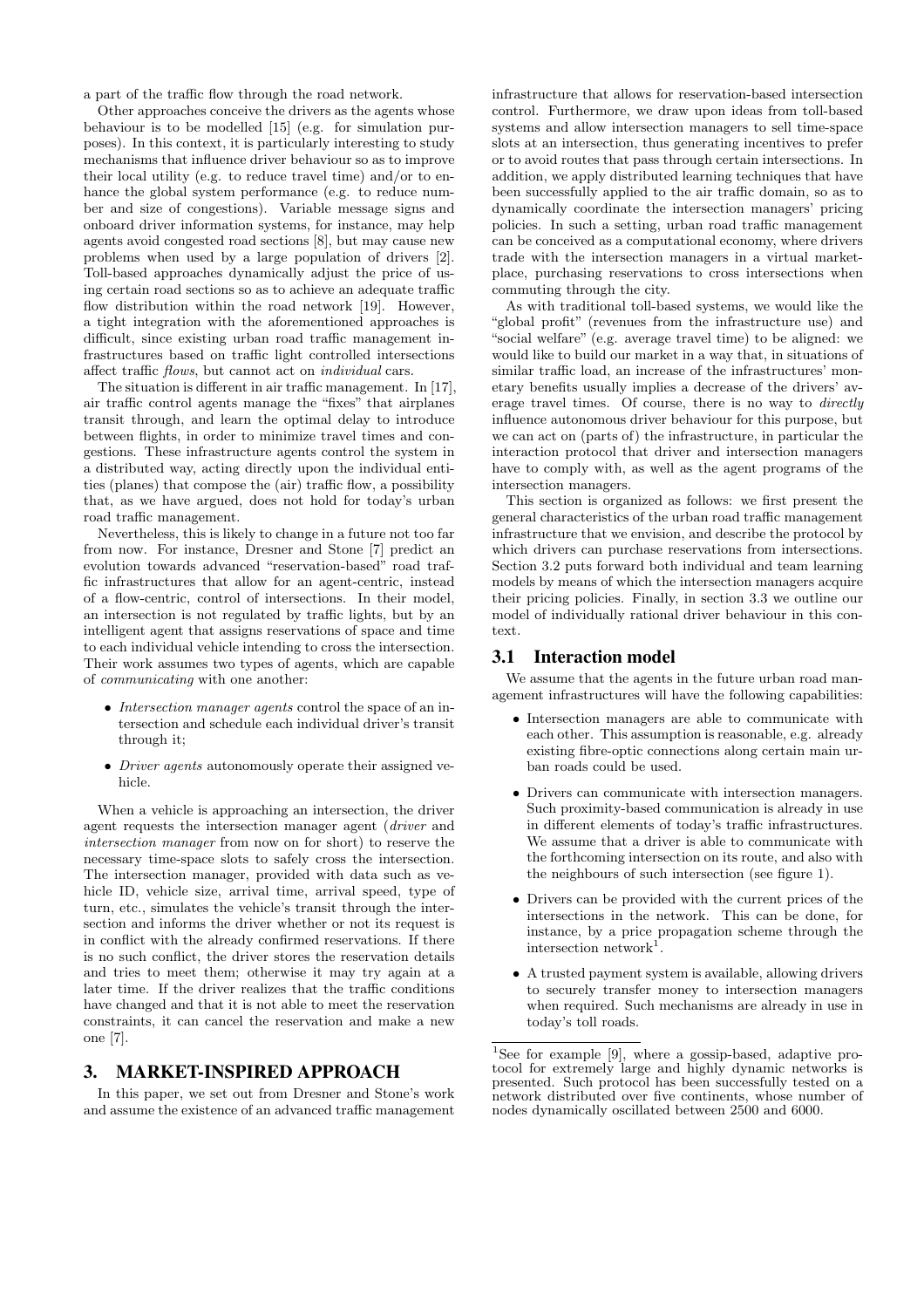a part of the traffic flow through the road network.

Other approaches conceive the drivers as the agents whose behaviour is to be modelled [15] (e.g. for simulation purposes). In this context, it is particularly interesting to study mechanisms that influence driver behaviour so as to improve their local utility (e.g. to reduce travel time) and/or to enhance the global system performance (e.g. to reduce number and size of congestions). Variable message signs and onboard driver information systems, for instance, may help agents avoid congested road sections [8], but may cause new problems when used by a large population of drivers [2]. Toll-based approaches dynamically adjust the price of using certain road sections so as to achieve an adequate traffic flow distribution within the road network [19]. However, a tight integration with the aforementioned approaches is difficult, since existing urban road traffic management infrastructures based on traffic light controlled intersections affect traffic *flows*, but cannot act on *individual* cars.

The situation is different in air traffic management. In [17], air traffic control agents manage the "fixes" that airplanes transit through, and learn the optimal delay to introduce between flights, in order to minimize travel times and congestions. These infrastructure agents control the system in a distributed way, acting directly upon the individual entities (planes) that compose the (air) traffic flow, a possibility that, as we have argued, does not hold for today's urban road traffic management.

Nevertheless, this is likely to change in a future not too far from now. For instance, Dresner and Stone [7] predict an evolution towards advanced "reservation-based" road traffic infrastructures that allow for an agent-centric, instead of a flow-centric, control of intersections. In their model, an intersection is not regulated by traffic lights, but by an intelligent agent that assigns reservations of space and time to each individual vehicle intending to cross the intersection. Their work assumes two types of agents, which are capable of *communicating* with one another:

- *Intersection manager agents* control the space of an intersection and schedule each individual driver's transit through it;
- *Driver agents* autonomously operate their assigned vehicle.

When a vehicle is approaching an intersection, the driver agent requests the intersection manager agent (*driver* and *intersection manager* from now on for short) to reserve the necessary time-space slots to safely cross the intersection. The intersection manager, provided with data such as vehicle ID, vehicle size, arrival time, arrival speed, type of turn, etc., simulates the vehicle's transit through the intersection and informs the driver whether or not its request is in conflict with the already confirmed reservations. If there is no such conflict, the driver stores the reservation details and tries to meet them; otherwise it may try again at a later time. If the driver realizes that the traffic conditions have changed and that it is not able to meet the reservation constraints, it can cancel the reservation and make a new one [7].

# 3. MARKET-INSPIRED APPROACH

In this paper, we set out from Dresner and Stone's work and assume the existence of an advanced traffic management infrastructure that allows for reservation-based intersection control. Furthermore, we draw upon ideas from toll-based systems and allow intersection managers to sell time-space slots at an intersection, thus generating incentives to prefer or to avoid routes that pass through certain intersections. In addition, we apply distributed learning techniques that have been successfully applied to the air traffic domain, so as to dynamically coordinate the intersection managers' pricing policies. In such a setting, urban road traffic management can be conceived as a computational economy, where drivers trade with the intersection managers in a virtual marketplace, purchasing reservations to cross intersections when commuting through the city.

As with traditional toll-based systems, we would like the "global profit" (revenues from the infrastructure use) and "social welfare" (e.g. average travel time) to be aligned: we would like to build our market in a way that, in situations of similar traffic load, an increase of the infrastructures' monetary benefits usually implies a decrease of the drivers' average travel times. Of course, there is no way to *directly* influence autonomous driver behaviour for this purpose, but we can act on (parts of) the infrastructure, in particular the interaction protocol that driver and intersection managers have to comply with, as well as the agent programs of the intersection managers.

This section is organized as follows: we first present the general characteristics of the urban road traffic management infrastructure that we envision, and describe the protocol by which drivers can purchase reservations from intersections. Section 3.2 puts forward both individual and team learning models by means of which the intersection managers acquire their pricing policies. Finally, in section 3.3 we outline our model of individually rational driver behaviour in this context.

## 3.1 Interaction model

We assume that the agents in the future urban road management infrastructures will have the following capabilities:

- Intersection managers are able to communicate with each other. This assumption is reasonable, e.g. already existing fibre-optic connections along certain main urban roads could be used.
- Drivers can communicate with intersection managers. Such proximity-based communication is already in use in different elements of today's traffic infrastructures. We assume that a driver is able to communicate with the forthcoming intersection on its route, and also with the neighbours of such intersection (see figure 1).
- Drivers can be provided with the current prices of the intersections in the network. This can be done, for instance, by a price propagation scheme through the intersection network[1].
- A trusted payment system is available, allowing drivers to securely transfer money to intersection managers when required. Such mechanisms are already in use in today's toll roads.

[1] See for example [9], where a gossip-based, adaptive protocol for extremely large and highly dynamic networks is presented. Such protocol has been successfully tested on a network distributed over five continents, whose number of nodes dynamically oscillated between 2500 and 6000.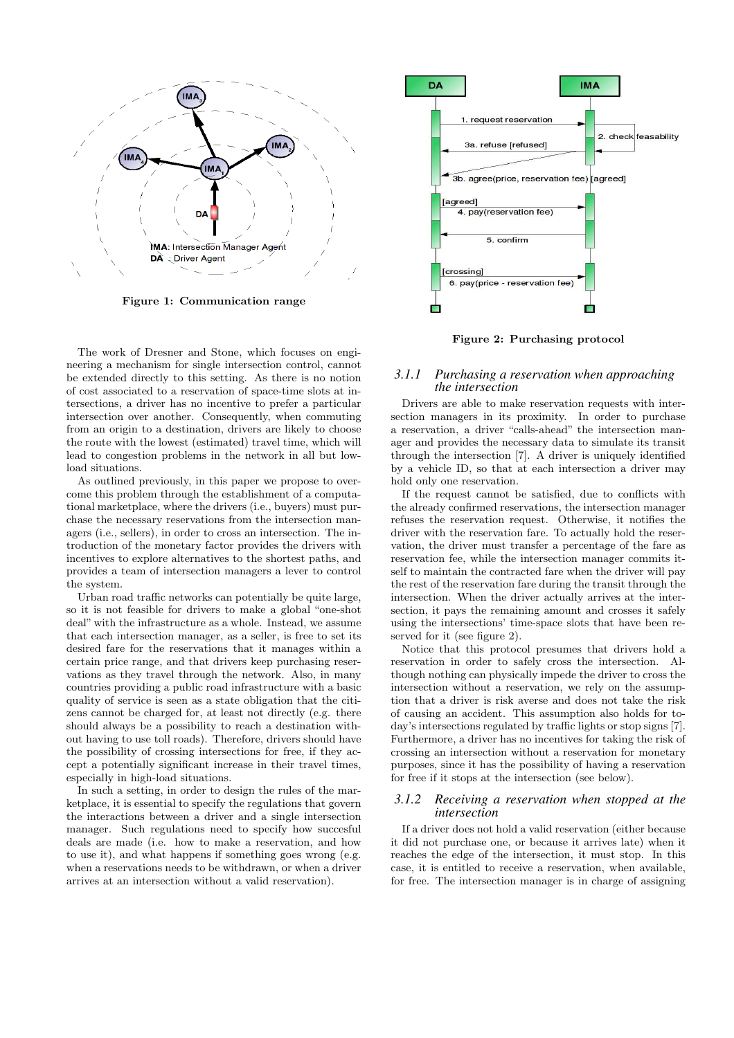Figure 1: Communication range

Figure 2: Purchasing protocol

The work of Dresner and Stone, which focuses on engineering a mechanism for single intersection control, cannot be extended directly to this setting. As there is no notion of cost associated to a reservation of space-time slots at intersections, a driver has no incentive to prefer a particular intersection over another. Consequently, when commuting from an origin to a destination, drivers are likely to choose the route with the lowest (estimated) travel time, which will lead to congestion problems in the network in all but low-load situations.

As outlined previously, in this paper we propose to overcome this problem through the establishment of a computational marketplace, where the drivers (i.e., buyers) must purchase the necessary reservations from the intersection managers (i.e., sellers), in order to cross an intersection. The introduction of the monetary factor provides the drivers with incentives to explore alternatives to the shortest paths, and provides a team of intersection managers a lever to control the system.

Urban road traffic networks can potentially be quite large, so it is not feasible for drivers to make a global "one-shot deal" with the infrastructure as a whole. Instead, we assume that each intersection manager, as a seller, is free to set its desired fare for the reservations that it manages within a certain price range, and that drivers keep purchasing reservations as they travel through the network. Also, in many countries providing a public road infrastructure with a basic quality of service is seen as a state obligation that the citizens cannot be charged for, at least not directly (e.g. there should always be a possibility to reach a destination without having to use toll roads). Therefore, drivers should have the possibility of crossing intersections for free, if they accept a potentially significant increase in their travel times, especially in high-load situations.

In such a setting, in order to design the rules of the marketplace, it is essential to specify the regulations that govern the interactions between a driver and a single intersection manager. Such regulations need to specify how succesful deals are made (i.e. how to make a reservation, and how to use it), and what happens if something goes wrong (e.g. when a reservations needs to be withdrawn, or when a driver arrives at an intersection without a valid reservation).

#### 3.1.1 *Purchasing a reservation when approaching the intersection*

Drivers are able to make reservation requests with intersection managers in its proximity. In order to purchase a reservation, a driver "calls-ahead" the intersection manager and provides the necessary data to simulate its transit through the intersection [7]. A driver is uniquely identified by a vehicle ID, so that at each intersection a driver may hold only one reservation.

If the request cannot be satisfied, due to conflicts with the already confirmed reservations, the intersection manager refuses the reservation request. Otherwise, it notifies the driver with the reservation fare. To actually hold the reservation, the driver must transfer a percentage of the fare as reservation fee, while the intersection manager commits itself to maintain the contracted fare when the driver will pay the rest of the reservation fare during the transit through the intersection. When the driver actually arrives at the intersection, it pays the remaining amount and crosses it safely using the intersections' time-space slots that have been reserved for it (see figure 2).

Notice that this protocol presumes that drivers hold a reservation in order to safely cross the intersection. Although nothing can physically impede the driver to cross the intersection without a reservation, we rely on the assumption that a driver is risk averse and does not take the risk of causing an accident. This assumption also holds for today's intersections regulated by traffic lights or stop signs [7]. Furthermore, a driver has no incentives for taking the risk of crossing an intersection without a reservation for monetary purposes, since it has the possibility of having a reservation for free if it stops at the intersection (see below).

#### 3.1.2 *Receiving a reservation when stopped at the intersection*

If a driver does not hold a valid reservation (either because it did not purchase one, or because it arrives late) when it reaches the edge of the intersection, it must stop. In this case, it is entitled to receive a reservation, when available, for free. The intersection manager is in charge of assigning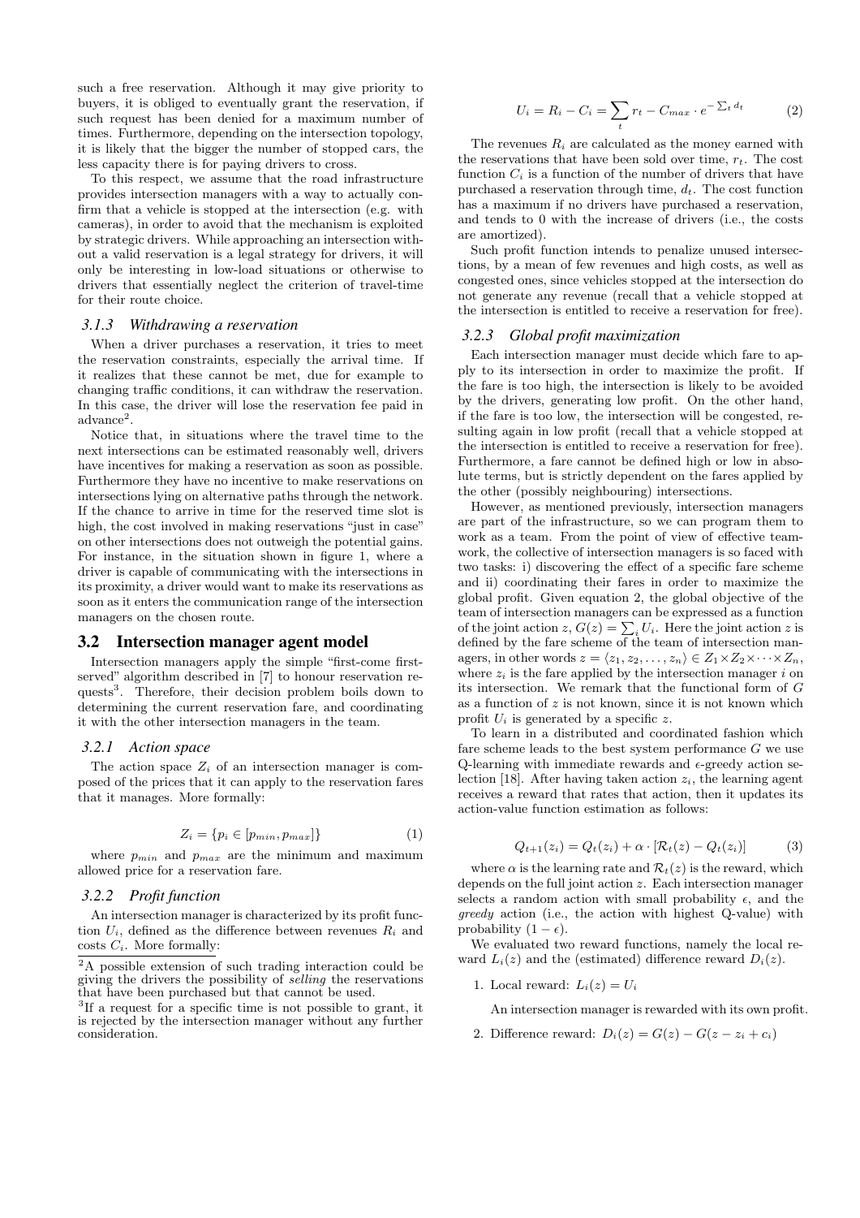such a free reservation. Although it may give priority to buyers, it is obliged to eventually grant the reservation, if such request has been denied for a maximum number of times. Furthermore, depending on the intersection topology, it is likely that the bigger the number of stopped cars, the less capacity there is for paying drivers to cross.

To this respect, we assume that the road infrastructure provides intersection managers with a way to actually confirm that a vehicle is stopped at the intersection (e.g. with cameras), in order to avoid that the mechanism is exploited by strategic drivers. While approaching an intersection without a valid reservation is a legal strategy for drivers, it will only be interesting in low-load situations or otherwise to drivers that essentially neglect the criterion of travel-time for their route choice.

### 3.1.3 Withdrawing a reservation

When a driver purchases a reservation, it tries to meet the reservation constraints, especially the arrival time. If it realizes that these cannot be met, due for example to changing traffic conditions, it can withdraw the reservation. In this case, the driver will lose the reservation fee paid in advance[2].

Notice that, in situations where the travel time to the next intersections can be estimated reasonably well, drivers have incentives for making a reservation as soon as possible. Furthermore they have no incentive to make reservations on intersections lying on alternative paths through the network. If the chance to arrive in time for the reserved time slot is high, the cost involved in making reservations "just in case" on other intersections does not outweigh the potential gains. For instance, in the situation shown in figure 1, where a driver is capable of communicating with the intersections in its proximity, a driver would want to make its reservations as soon as it enters the communication range of the intersection managers on the chosen route.

## 3.2 Intersection manager agent model

Intersection managers apply the simple "first-come first-served" algorithm described in [7] to honour reservation requests[3]. Therefore, their decision problem boils down to determining the current reservation fare, and coordinating it with the other intersection managers in the team.

### 3.2.1 Action space

The action space $Z_i$ of an intersection manager is composed of the prices that it can apply to the reservation fares that it manages. More formally:

$$Z_i = \{p_i \in [p_{min}, p_{max}]\} \tag{1}$$

where $p_{min}$ and $p_{max}$ are the minimum and maximum allowed price for a reservation fare.

### 3.2.2 Profit function

An intersection manager is characterized by its profit function $U_i$, defined as the difference between revenues $R_i$ and costs $C_i$. More formally:

$$U_i = R_i - C_i = \sum_t r_t - C_{max} \cdot e^{-\sum_t d_t} \tag{2}$$

The revenues $R_i$ are calculated as the money earned with the reservations that have been sold over time, $r_t$. The cost function $C_i$ is a function of the number of drivers that have purchased a reservation through time, $d_t$. The cost function has a maximum if no drivers have purchased a reservation, and tends to 0 with the increase of drivers (i.e., the costs are amortized).

Such profit function intends to penalize unused intersections, by a mean of few revenues and high costs, as well as congested ones, since vehicles stopped at the intersection do not generate any revenue (recall that a vehicle stopped at the intersection is entitled to receive a reservation for free).

### 3.2.3 Global profit maximization

Each intersection manager must decide which fare to apply to its intersection in order to maximize the profit. If the fare is too high, the intersection is likely to be avoided by the drivers, generating low profit. On the other hand, if the fare is too low, the intersection will be congested, resulting again in low profit (recall that a vehicle stopped at the intersection is entitled to receive a reservation for free). Furthermore, a fare cannot be defined high or low in absolute terms, but is strictly dependent on the fares applied by the other (possibly neighbouring) intersections.

However, as mentioned previously, intersection managers are part of the infrastructure, so we can program them to work as a team. From the point of view of effective teamwork, the collective of intersection managers is so faced with two tasks: i) discovering the effect of a specific fare scheme and ii) coordinating their fares in order to maximize the global profit. Given equation 2, the global objective of the team of intersection managers can be expressed as a function of the joint action $z$, $G(z) = \sum_i U_i$. Here the joint action $z$ is defined by the fare scheme of the team of intersection managers, in other words $z = \langle z_1, z_2, \ldots, z_n \rangle \in Z_1 \times Z_2 \times \cdots \times Z_n$, where $z_i$ is the fare applied by the intersection manager $i$ on its intersection. We remark that the functional form of $G$ as a function of $z$ is not known, since it is not known which profit $U_i$ is generated by a specific $z$.

To learn in a distributed and coordinated fashion which fare scheme leads to the best system performance $G$ we use Q-learning with immediate rewards and $\epsilon$-greedy action selection [18]. After having taken action $z_i$, the learning agent receives a reward that rates that action, then it updates its action-value function estimation as follows:

$$Q_{t+1}(z_i) = Q_t(z_i) + \alpha \cdot [\mathcal{R}_t(z) - Q_t(z_i)] \tag{3}$$

where $\alpha$ is the learning rate and $\mathcal{R}_t(z)$ is the reward, which depends on the full joint action $z$. Each intersection manager selects a random action with small probability $\epsilon$, and the *greedy* action (i.e., the action with highest Q-value) with probability $(1 - \epsilon)$.

We evaluated two reward functions, namely the local reward $L_i(z)$ and the (estimated) difference reward $D_i(z)$.

1. Local reward: $L_i(z) = U_i$

   An intersection manager is rewarded with its own profit.

2. Difference reward: $D_i(z) = G(z) - G(z - z_i + c_i)$

---

[2] A possible extension of such trading interaction could be giving the drivers the possibility of *selling* the reservations that have been purchased but that cannot be used.

[3] If a request for a specific time is not possible to grant, it is rejected by the intersection manager without any further consideration.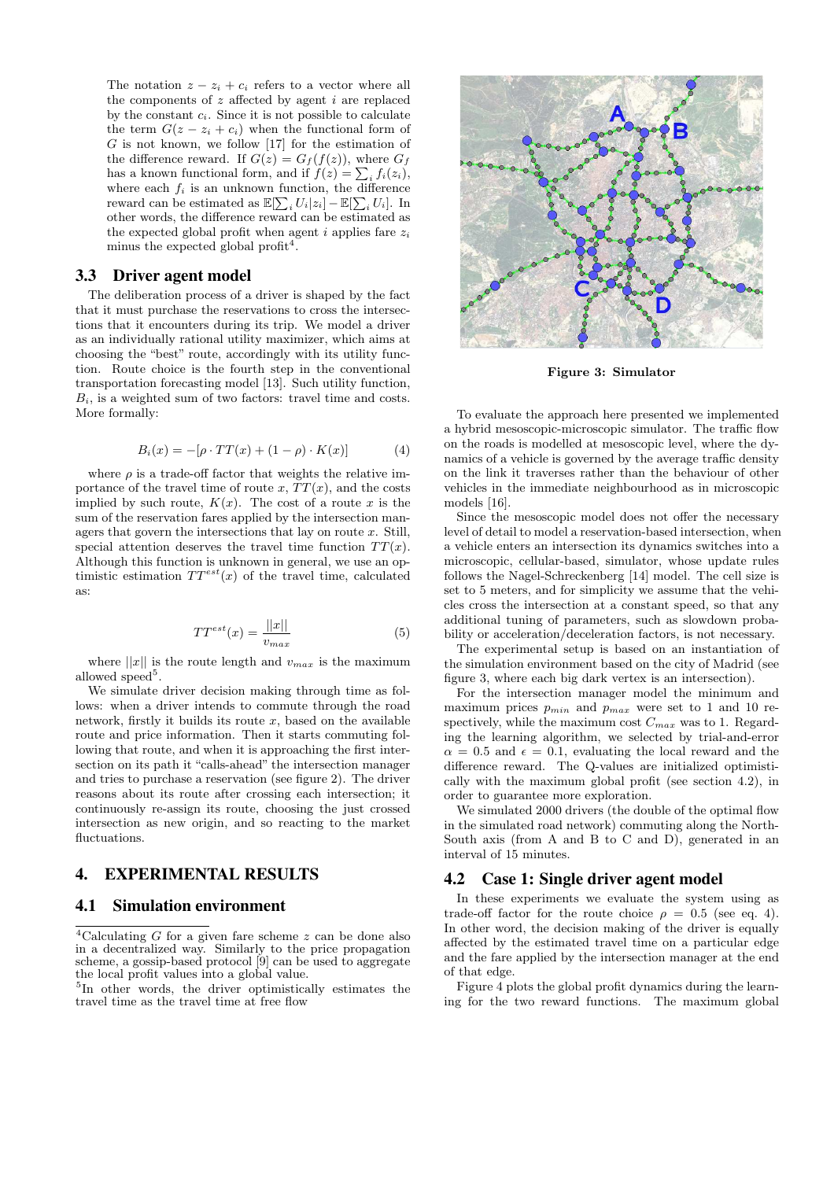The notation $z - z_i + c_i$ refers to a vector where all the components of $z$ affected by agent $i$ are replaced by the constant $c_i$. Since it is not possible to calculate the term $G(z - z_i + c_i)$ when the functional form of $G$ is not known, we follow [17] for the estimation of the difference reward. If $G(z) = G_f(f(z))$, where $G_f$ has a known functional form, and if $f(z) = \sum_i f_i(z_i)$, where each $f_i$ is an unknown function, the difference reward can be estimated as $\mathbb{E}[\sum_i U_i|z_i] - \mathbb{E}[\sum_i U_i]$. In other words, the difference reward can be estimated as the expected global profit when agent $i$ applies fare $z_i$ minus the expected global profit[4].

### 3.3 Driver agent model

The deliberation process of a driver is shaped by the fact that it must purchase the reservations to cross the intersections that it encounters during its trip. We model a driver as an individually rational utility maximizer, which aims at choosing the "best" route, accordingly with its utility function. Route choice is the fourth step in the conventional transportation forecasting model [13]. Such utility function, $B_i$, is a weighted sum of two factors: travel time and costs. More formally:

$$B_i(x) = -[\rho \cdot TT(x) + (1 - \rho) \cdot K(x)] \quad (4)$$

where $\rho$ is a trade-off factor that weights the relative importance of the travel time of route $x$, $TT(x)$, and the costs implied by such route, $K(x)$. The cost of a route $x$ is the sum of the reservation fares applied by the intersection managers that govern the intersections that lay on route $x$. Still, special attention deserves the travel time function $TT(x)$. Although this function is unknown in general, we use an optimistic estimation $TT^{est}(x)$ of the travel time, calculated as:

$$TT^{est}(x) = \frac{||x||}{v_{max}} \quad (5)$$

where $||x||$ is the route length and $v_{max}$ is the maximum allowed speed[5].

We simulate driver decision making through time as follows: when a driver intends to commute through the road network, firstly it builds its route $x$, based on the available route and price information. Then it starts commuting following that route, and when it is approaching the first intersection on its path it "calls-ahead" the intersection manager and tries to purchase a reservation (see figure 2). The driver reasons about its route after crossing each intersection; it continuously re-assign its route, choosing the just crossed intersection as new origin, and so reacting to the market fluctuations.

## 4. EXPERIMENTAL RESULTS

### 4.1 Simulation environment

[4] Calculating $G$ for a given fare scheme $z$ can be done also in a decentralized way. Similarly to the price propagation scheme, a gossip-based protocol [9] can be used to aggregate the local profit values into a global value.

[5] In other words, the driver optimistically estimates the travel time as the travel time at free flow

**Figure 3: Simulator**

To evaluate the approach here presented we implemented a hybrid mesoscopic-microscopic simulator. The traffic flow on the roads is modelled at mesoscopic level, where the dynamics of a vehicle is governed by the average traffic density on the link it traverses rather than the behaviour of other vehicles in the immediate neighbourhood as in microscopic models [16].

Since the mesoscopic model does not offer the necessary level of detail to model a reservation-based intersection, when a vehicle enters an intersection its dynamics switches into a microscopic, cellular-based, simulator, whose update rules follows the Nagel-Schreckenberg [14] model. The cell size is set to 5 meters, and for simplicity we assume that the vehicles cross the intersection at a constant speed, so that any additional tuning of parameters, such as slowdown probability or acceleration/deceleration factors, is not necessary.

The experimental setup is based on an instantiation of the simulation environment based on the city of Madrid (see figure 3, where each big dark vertex is an intersection).

For the intersection manager model the minimum and maximum prices $p_{min}$ and $p_{max}$ were set to 1 and 10 respectively, while the maximum cost $C_{max}$ was to 1. Regarding the learning algorithm, we selected by trial-and-error $\alpha = 0.5$ and $\epsilon = 0.1$, evaluating the local reward and the difference reward. The Q-values are initialized optimistically with the maximum global profit (see section 4.2), in order to guarantee more exploration.

We simulated 2000 drivers (the double of the optimal flow in the simulated road network) commuting along the North-South axis (from A and B to C and D), generated in an interval of 15 minutes.

### 4.2 Case 1: Single driver agent model

In these experiments we evaluate the system using as trade-off factor for the route choice $\rho = 0.5$ (see eq. 4). In other word, the decision making of the driver is equally affected by the estimated travel time on a particular edge and the fare applied by the intersection manager at the end of that edge.

Figure 4 plots the global profit dynamics during the learning for the two reward functions. The maximum global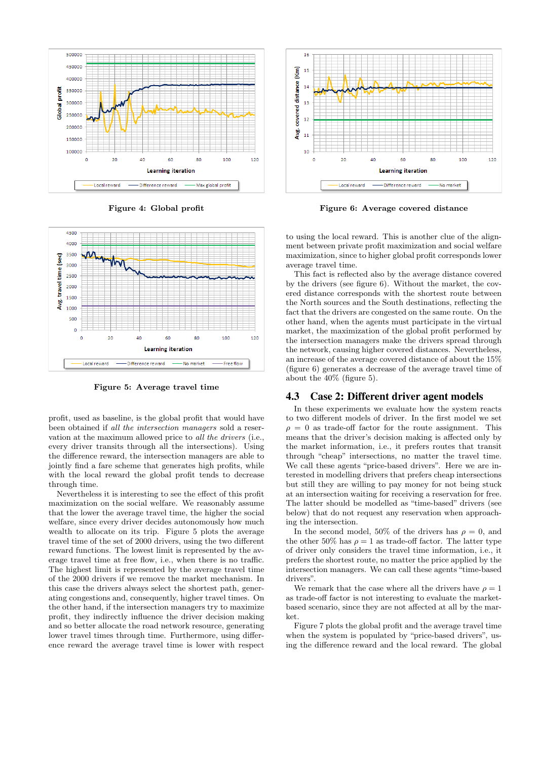Figure 4: Global profit

Figure 6: Average covered distance

Figure 5: Average travel time

profit, used as baseline, is the global profit that would have been obtained if *all the intersection managers* sold a reservation at the maximum allowed price to *all the drivers* (i.e., every driver transits through all the intersections). Using the difference reward, the intersection managers are able to jointly find a fare scheme that generates high profits, while with the local reward the global profit tends to decrease through time.

Nevertheless it is interesting to see the effect of this profit maximization on the social welfare. We reasonably assume that the lower the average travel time, the higher the social welfare, since every driver decides autonomously how much wealth to allocate on its trip. Figure 5 plots the average travel time of the 2000 drivers, using the two different reward functions. The lowest limit is represented by the average travel time at free flow, i.e., when there is no traffic. The highest limit is represented by the average travel time of the 2000 drivers if we remove the market mechanism. In this case the drivers always select the shortest path, generating congestions and, consequently, higher travel times. On the other hand, if the intersection managers try to maximize profit, they indirectly influence the driver decision making and so better allocate the road network resource, generating lower travel times through time. Furthermore, using difference reward the average travel time is lower with respect to using the local reward. This is another clue of the alignment between private profit maximization and social welfare maximization, since to higher global profit corresponds lower average travel time.

This fact is reflected also by the average distance covered by the drivers (see figure 6). Without the market, the covered distance corresponds with the shortest route between the North sources and the South destinations, reflecting the fact that the drivers are congested on the same route. On the other hand, when the agents must participate in the virtual market, the maximization of the global profit performed by the intersection managers make the drivers spread through the network, causing higher covered distances. Nevertheless, an increase of the average covered distance of about the 15% (figure 6) generates a decrease of the average travel time of about the 40% (figure 5).

## 4.3 Case 2: Different driver agent models

In these experiments we evaluate how the system reacts to two different models of driver. In the first model we set $\rho = 0$ as trade-off factor for the route assignment. This means that the driver's decision making is affected only by the market information, i.e., it prefers routes that transit through "cheap" intersections, no matter the travel time. We call these agents "price-based drivers". Here we are interested in modelling drivers that prefers cheap intersections but still they are willing to pay money for not being stuck at an intersection waiting for receiving a reservation for free. The latter should be modelled as "time-based" drivers (see below) that do not request any reservation when approaching the intersection.

In the second model, 50% of the drivers has $\rho = 0$, and the other 50% has $\rho = 1$ as trade-off factor. The latter type of driver only considers the travel time information, i.e., it prefers the shortest route, no matter the price applied by the intersection managers. We can call these agents "time-based drivers".

We remark that the case where all the drivers have $\rho = 1$ as trade-off factor is not interesting to evaluate the market-based scenario, since they are not affected at all by the market.

Figure 7 plots the global profit and the average travel time when the system is populated by "price-based drivers", using the difference reward and the local reward. The global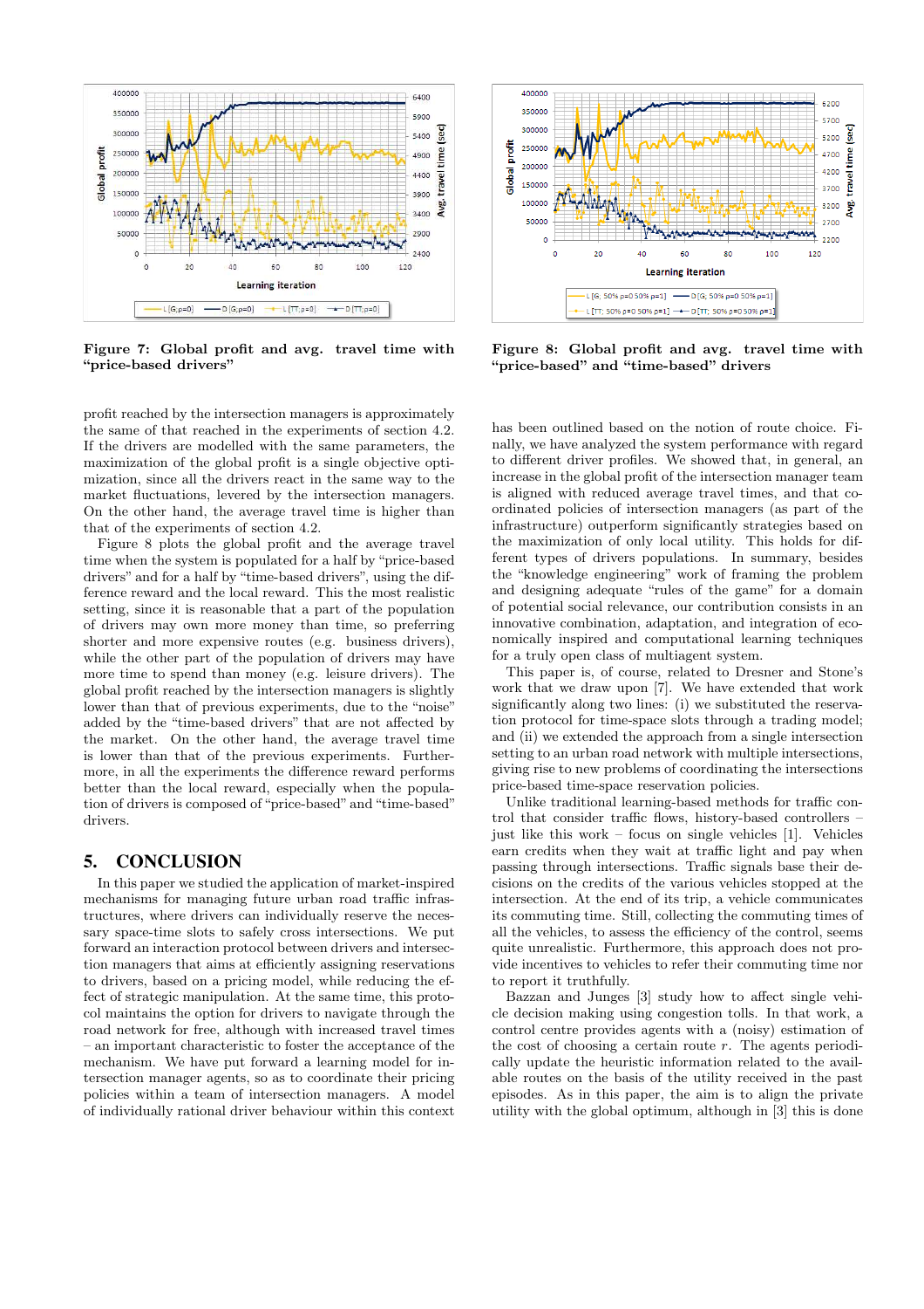Figure 7: Global profit and avg. travel time with "price-based drivers"

Figure 8: Global profit and avg. travel time with "price-based" and "time-based" drivers

profit reached by the intersection managers is approximately the same of that reached in the experiments of section 4.2. If the drivers are modelled with the same parameters, the maximization of the global profit is a single objective optimization, since all the drivers react in the same way to the market fluctuations, levered by the intersection managers. On the other hand, the average travel time is higher than that of the experiments of section 4.2.

Figure 8 plots the global profit and the average travel time when the system is populated for a half by "price-based drivers" and for a half by "time-based drivers", using the difference reward and the local reward. This the most realistic setting, since it is reasonable that a part of the population of drivers may own more money than time, so preferring shorter and more expensive routes (e.g. business drivers), while the other part of the population of drivers may have more time to spend than money (e.g. leisure drivers). The global profit reached by the intersection managers is slightly lower than that of previous experiments, due to the "noise" added by the "time-based drivers" that are not affected by the market. On the other hand, the average travel time is lower than that of the previous experiments. Furthermore, in all the experiments the difference reward performs better than the local reward, especially when the population of drivers is composed of "price-based" and "time-based" drivers.

## 5. CONCLUSION

In this paper we studied the application of market-inspired mechanisms for managing future urban road traffic infrastructures, where drivers can individually reserve the necessary space-time slots to safely cross intersections. We put forward an interaction protocol between drivers and intersection managers that aims at efficiently assigning reservations to drivers, based on a pricing model, while reducing the effect of strategic manipulation. At the same time, this protocol maintains the option for drivers to navigate through the road network for free, although with increased travel times – an important characteristic to foster the acceptance of the mechanism. We have put forward a learning model for intersection manager agents, so as to coordinate their pricing policies within a team of intersection managers. A model of individually rational driver behaviour within this context has been outlined based on the notion of route choice. Finally, we have analyzed the system performance with regard to different driver profiles. We showed that, in general, an increase in the global profit of the intersection manager team is aligned with reduced average travel times, and that coordinated policies of intersection managers (as part of the infrastructure) outperform significantly strategies based on the maximization of only local utility. This holds for different types of drivers populations. In summary, besides the "knowledge engineering" work of framing the problem and designing adequate "rules of the game" for a domain of potential social relevance, our contribution consists in an innovative combination, adaptation, and integration of economically inspired and computational learning techniques for a truly open class of multiagent system.

This paper is, of course, related to Dresner and Stone's work that we draw upon [7]. We have extended that work significantly along two lines: (i) we substituted the reservation protocol for time-space slots through a trading model; and (ii) we extended the approach from a single intersection setting to an urban road network with multiple intersections, giving rise to new problems of coordinating the intersections price-based time-space reservation policies.

Unlike traditional learning-based methods for traffic control that consider traffic flows, history-based controllers – just like this work – focus on single vehicles [1]. Vehicles earn credits when they wait at traffic light and pay when passing through intersections. Traffic signals base their decisions on the credits of the various vehicles stopped at the intersection. At the end of its trip, a vehicle communicates its commuting time. Still, collecting the commuting times of all the vehicles, to assess the efficiency of the control, seems quite unrealistic. Furthermore, this approach does not provide incentives to vehicles to refer their commuting time nor to report it truthfully.

Bazzan and Junges [3] study how to affect single vehicle decision making using congestion tolls. In that work, a control centre provides agents with a (noisy) estimation of the cost of choosing a certain route $r$. The agents periodically update the heuristic information related to the available routes on the basis of the utility received in the past episodes. As in this paper, the aim is to align the private utility with the global optimum, although in [3] this is done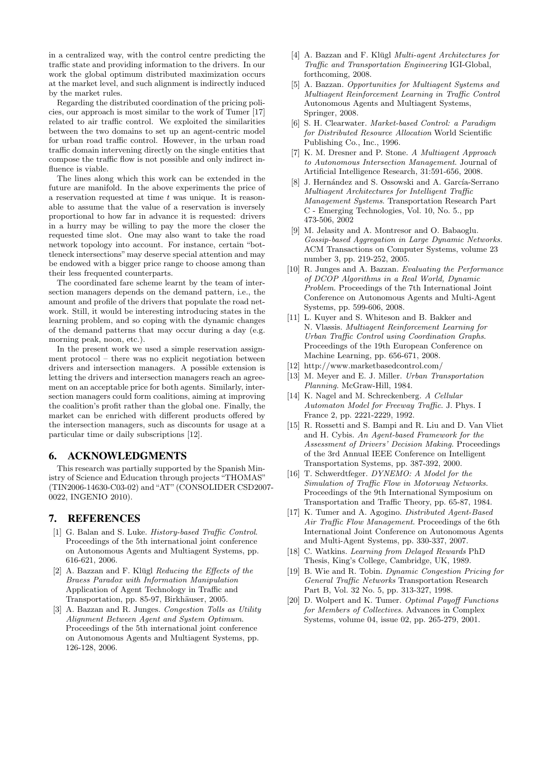in a centralized way, with the control centre predicting the traffic state and providing information to the drivers. In our work the global optimum distributed maximization occurs at the market level, and such alignment is indirectly induced by the market rules.

Regarding the distributed coordination of the pricing policies, our approach is most similar to the work of Tumer [17] related to air traffic control. We exploited the similarities between the two domains to set up an agent-centric model for urban road traffic control. However, in the urban road traffic domain intervening directly on the single entities that compose the traffic flow is not possible and only indirect influence is viable.

The lines along which this work can be extended in the future are manifold. In the above experiments the price of a reservation requested at time $t$ was unique. It is reasonable to assume that the value of a reservation is inversely proportional to how far in advance it is requested: drivers in a hurry may be willing to pay the more the closer the requested time slot. One may also want to take the road network topology into account. For instance, certain "bottleneck intersections" may deserve special attention and may be endowed with a bigger price range to choose among than their less frequented counterparts.

The coordinated fare scheme learnt by the team of intersection managers depends on the demand pattern, i.e., the amount and profile of the drivers that populate the road network. Still, it would be interesting introducing states in the learning problem, and so coping with the dynamic changes of the demand patterns that may occur during a day (e.g. morning peak, noon, etc.).

In the present work we used a simple reservation assignment protocol – there was no explicit negotiation between drivers and intersection managers. A possible extension is letting the drivers and intersection managers reach an agreement on an acceptable price for both agents. Similarly, intersection managers could form coalitions, aiming at improving the coalition's profit rather than the global one. Finally, the market can be enriched with different products offered by the intersection managers, such as discounts for usage at a particular time or daily subscriptions [12].

## 6. ACKNOWLEDGMENTS

This research was partially supported by the Spanish Ministry of Science and Education through projects "THOMAS" (TIN2006-14630-C03-02) and "AT" (CONSOLIDER CSD2007-0022, INGENIO 2010).

## 7. REFERENCES

[1] G. Balan and S. Luke. *History-based Traffic Control*. Proceedings of the 5th international joint conference on Autonomous Agents and Multiagent Systems, pp. 616-621, 2006.

[2] A. Bazzan and F. Klügl *Reducing the Effects of the Braess Paradox with Information Manipulation* Application of Agent Technology in Traffic and Transportation, pp. 85-97, Birkhäuser, 2005.

[3] A. Bazzan and R. Junges. *Congestion Tolls as Utility Alignment Between Agent and System Optimum*. Proceedings of the 5th international joint conference on Autonomous Agents and Multiagent Systems, pp. 126-128, 2006.

[4] A. Bazzan and F. Klügl *Multi-agent Architectures for Traffic and Transportation Engineering* IGI-Global, forthcoming, 2008.

[5] A. Bazzan. *Opportunities for Multiagent Systems and Multiagent Reinforcement Learning in Traffic Control* Autonomous Agents and Multiagent Systems, Springer, 2008.

[6] S. H. Clearwater. *Market-based Control: a Paradigm for Distributed Resource Allocation* World Scientific Publishing Co., Inc., 1996.

[7] K. M. Dresner and P. Stone. *A Multiagent Approach to Autonomous Intersection Management*. Journal of Artificial Intelligence Research, 31:591-656, 2008.

[8] J. Hernández and S. Ossowski and A. García-Serrano *Multiagent Architectures for Intelligent Traffic Management Systems*. Transportation Research Part C - Emerging Technologies, Vol. 10, No. 5., pp 473-506, 2002

[9] M. Jelasity and A. Montresor and O. Babaoglu. *Gossip-based Aggregation in Large Dynamic Networks*. ACM Transactions on Computer Systems, volume 23 number 3, pp. 219-252, 2005.

[10] R. Junges and A. Bazzan. *Evaluating the Performance of DCOP Algorithms in a Real World, Dynamic Problem*. Proceedings of the 7th International Joint Conference on Autonomous Agents and Multi-Agent Systems, pp. 599-606, 2008.

[11] L. Kuyer and S. Whiteson and B. Bakker and N. Vlassis. *Multiagent Reinforcement Learning for Urban Traffic Control using Coordination Graphs*. Proceedings of the 19th European Conference on Machine Learning, pp. 656-671, 2008.

[12] http://www.marketbasedcontrol.com/

[13] M. Meyer and E. J. Miller. *Urban Transportation Planning*. McGraw-Hill, 1984.

[14] K. Nagel and M. Schreckenberg. *A Cellular Automaton Model for Freeway Traffic*. J. Phys. I France 2, pp. 2221-2229, 1992.

[15] R. Rossetti and S. Bampi and R. Liu and D. Van Vliet and H. Cybis. *An Agent-based Framework for the Assessment of Drivers' Decision Making*. Proceedings of the 3rd Annual IEEE Conference on Intelligent Transportation Systems, pp. 387-392, 2000.

[16] T. Schwerdtfeger. *DYNEMO: A Model for the Simulation of Traffic Flow in Motorway Networks*. Proceedings of the 9th International Symposium on Transportation and Traffic Theory, pp. 65-87, 1984.

[17] K. Tumer and A. Agogino. *Distributed Agent-Based Air Traffic Flow Management*. Proceedings of the 6th International Joint Conference on Autonomous Agents and Multi-Agent Systems, pp. 330-337, 2007.

[18] C. Watkins. *Learning from Delayed Rewards* PhD Thesis, King's College, Cambridge, UK, 1989.

[19] B. Wie and R. Tobin. *Dynamic Congestion Pricing for General Traffic Networks* Transportation Research Part B, Vol. 32 No. 5, pp. 313-327, 1998.

[20] D. Wolpert and K. Tumer. *Optimal Payoff Functions for Members of Collectives*. Advances in Complex Systems, volume 04, issue 02, pp. 265-279, 2001.